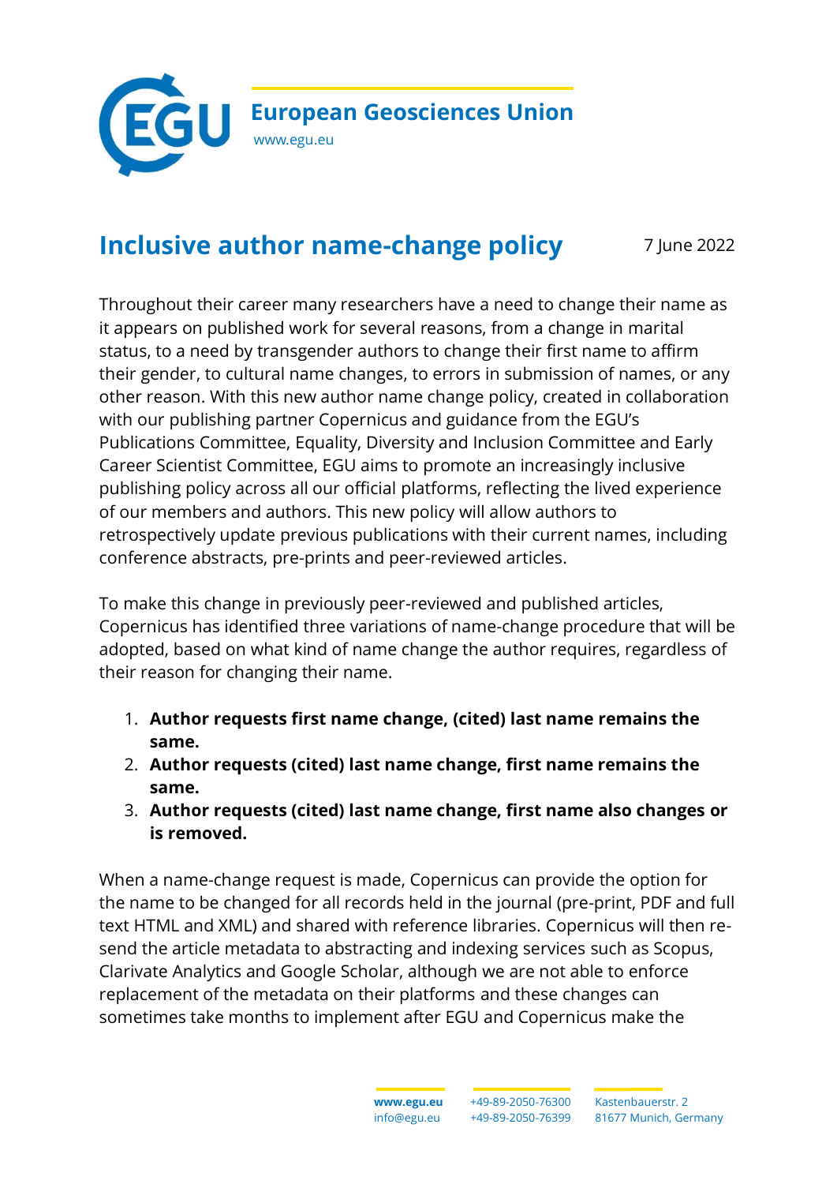**European Geosciences Union**
www.egu.eu

# Inclusive author name-change policy

7 June 2022

Throughout their career many researchers have a need to change their name as it appears on published work for several reasons, from a change in marital status, to a need by transgender authors to change their first name to affirm their gender, to cultural name changes, to errors in submission of names, or any other reason. With this new author name change policy, created in collaboration with our publishing partner Copernicus and guidance from the EGU's Publications Committee, Equality, Diversity and Inclusion Committee and Early Career Scientist Committee, EGU aims to promote an increasingly inclusive publishing policy across all our official platforms, reflecting the lived experience of our members and authors. This new policy will allow authors to retrospectively update previous publications with their current names, including conference abstracts, pre-prints and peer-reviewed articles.

To make this change in previously peer-reviewed and published articles, Copernicus has identified three variations of name-change procedure that will be adopted, based on what kind of name change the author requires, regardless of their reason for changing their name.

1. **Author requests first name change, (cited) last name remains the same.**
2. **Author requests (cited) last name change, first name remains the same.**
3. **Author requests (cited) last name change, first name also changes or is removed.**

When a name-change request is made, Copernicus can provide the option for the name to be changed for all records held in the journal (pre-print, PDF and full text HTML and XML) and shared with reference libraries. Copernicus will then re-send the article metadata to abstracting and indexing services such as Scopus, Clarivate Analytics and Google Scholar, although we are not able to enforce replacement of the metadata on their platforms and these changes can sometimes take months to implement after EGU and Copernicus make the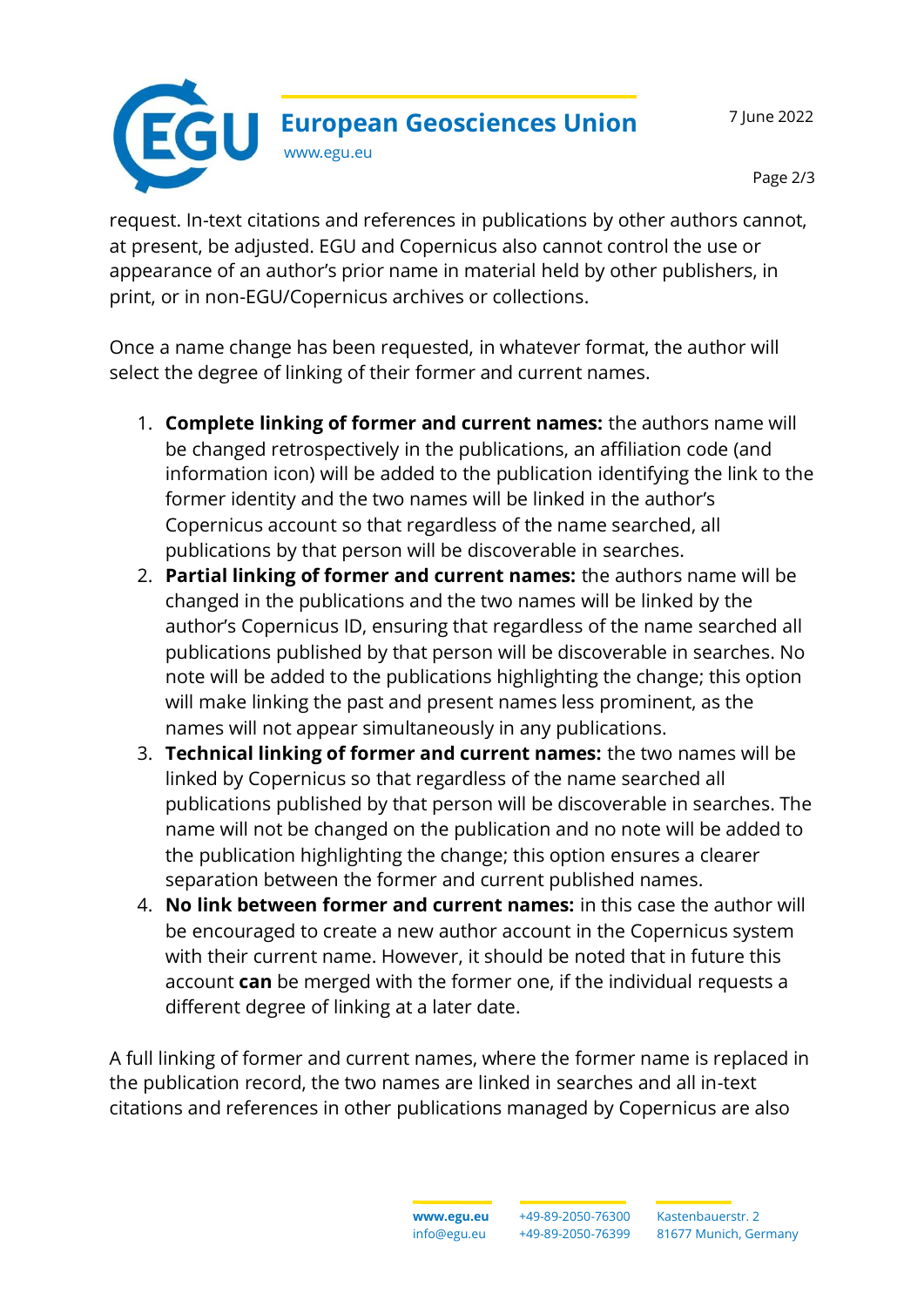request. In-text citations and references in publications by other authors cannot, at present, be adjusted. EGU and Copernicus also cannot control the use or appearance of an author's prior name in material held by other publishers, in print, or in non-EGU/Copernicus archives or collections.

Once a name change has been requested, in whatever format, the author will select the degree of linking of their former and current names.

1. **Complete linking of former and current names:** the authors name will be changed retrospectively in the publications, an affiliation code (and information icon) will be added to the publication identifying the link to the former identity and the two names will be linked in the author's Copernicus account so that regardless of the name searched, all publications by that person will be discoverable in searches.
2. **Partial linking of former and current names:** the authors name will be changed in the publications and the two names will be linked by the author's Copernicus ID, ensuring that regardless of the name searched all publications published by that person will be discoverable in searches. No note will be added to the publications highlighting the change; this option will make linking the past and present names less prominent, as the names will not appear simultaneously in any publications.
3. **Technical linking of former and current names:** the two names will be linked by Copernicus so that regardless of the name searched all publications published by that person will be discoverable in searches. The name will not be changed on the publication and no note will be added to the publication highlighting the change; this option ensures a clearer separation between the former and current published names.
4. **No link between former and current names:** in this case the author will be encouraged to create a new author account in the Copernicus system with their current name. However, it should be noted that in future this account **can** be merged with the former one, if the individual requests a different degree of linking at a later date.

A full linking of former and current names, where the former name is replaced in the publication record, the two names are linked in searches and all in-text citations and references in other publications managed by Copernicus are also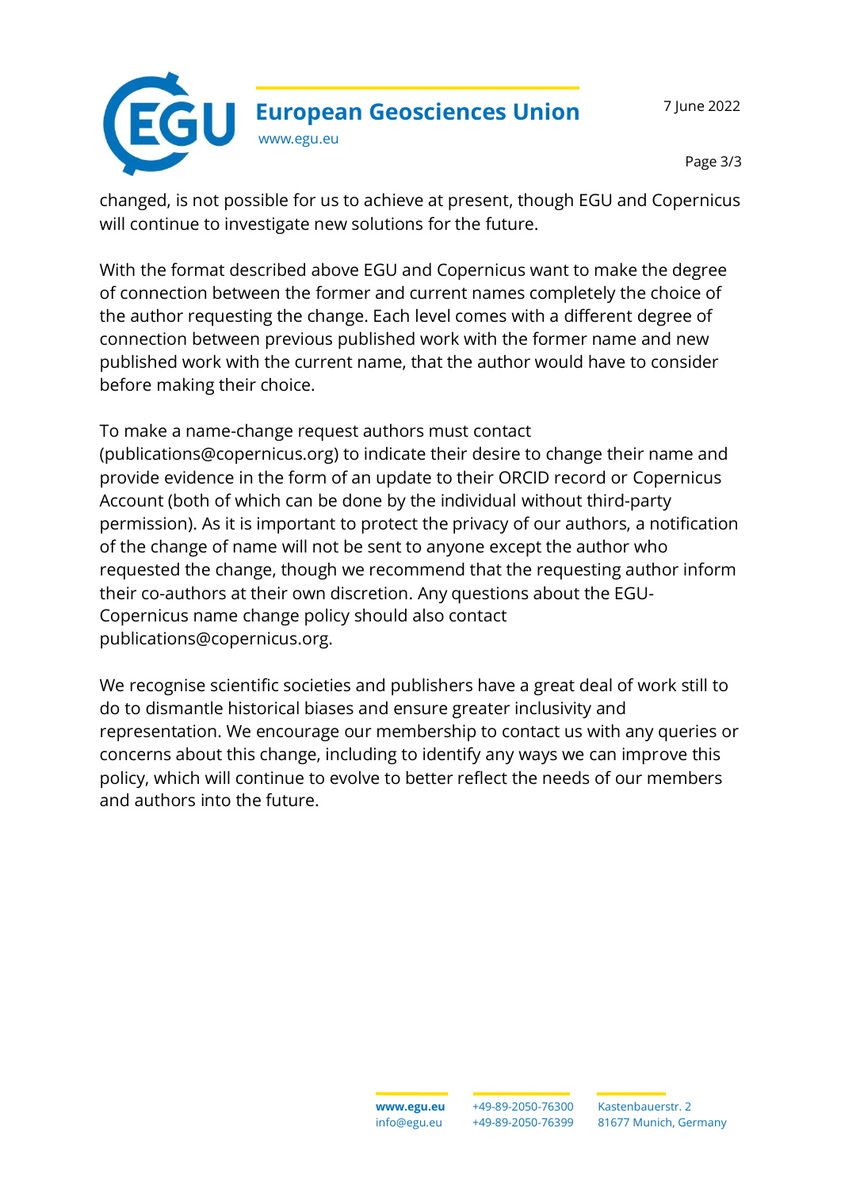changed, is not possible for us to achieve at present, though EGU and Copernicus will continue to investigate new solutions for the future.

With the format described above EGU and Copernicus want to make the degree of connection between the former and current names completely the choice of the author requesting the change. Each level comes with a different degree of connection between previous published work with the former name and new published work with the current name, that the author would have to consider before making their choice.

To make a name-change request authors must contact (publications@copernicus.org) to indicate their desire to change their name and provide evidence in the form of an update to their ORCID record or Copernicus Account (both of which can be done by the individual without third-party permission). As it is important to protect the privacy of our authors, a notification of the change of name will not be sent to anyone except the author who requested the change, though we recommend that the requesting author inform their co-authors at their own discretion. Any questions about the EGU-Copernicus name change policy should also contact publications@copernicus.org.

We recognise scientific societies and publishers have a great deal of work still to do to dismantle historical biases and ensure greater inclusivity and representation. We encourage our membership to contact us with any queries or concerns about this change, including to identify any ways we can improve this policy, which will continue to evolve to better reflect the needs of our members and authors into the future.